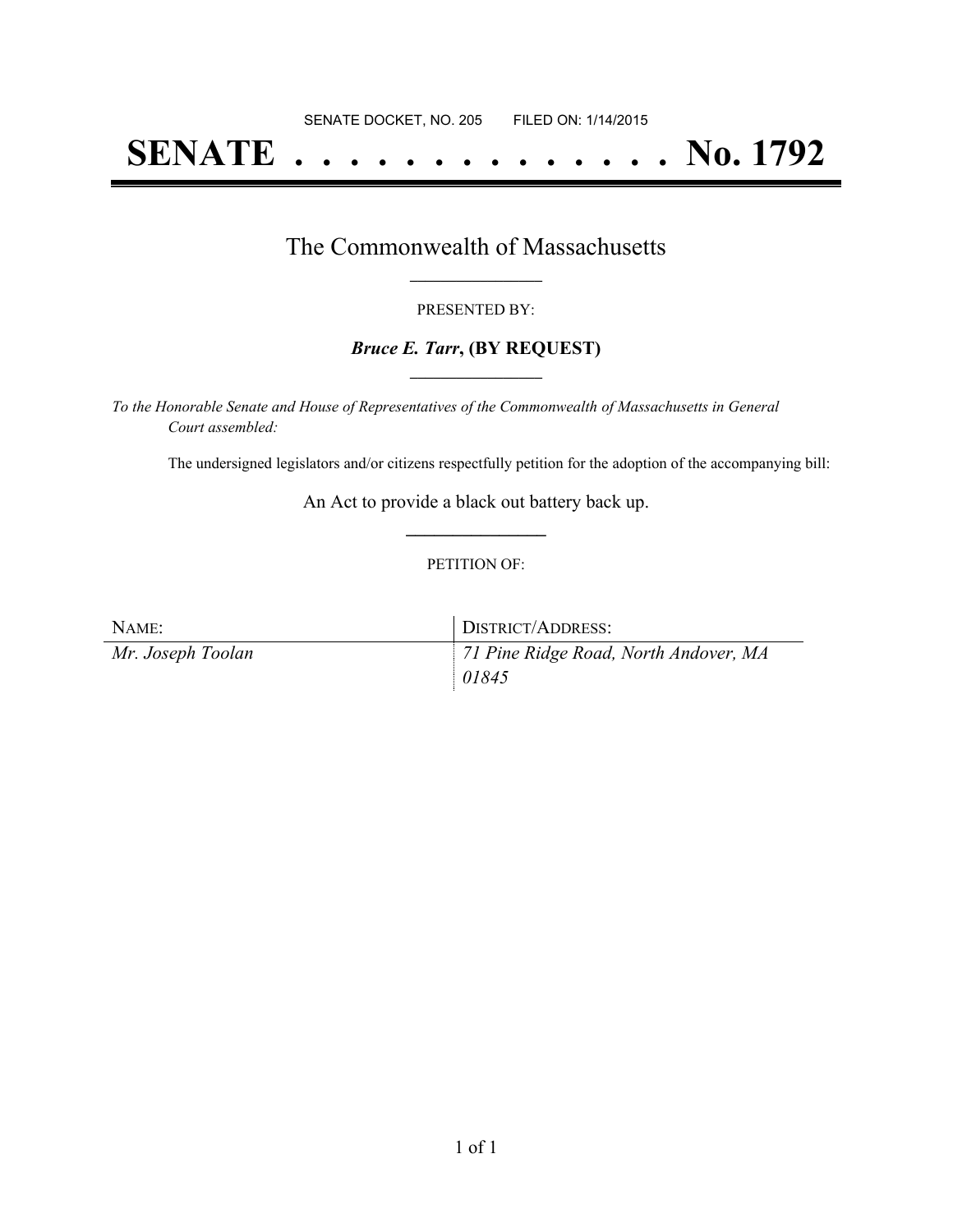SENATE DOCKET, NO. 205        FILED ON: 1/14/2015

# SENATE . . . . . . . . . . . . . . No. 1792

## The Commonwealth of Massachusetts

PRESENTED BY:

***Bruce E. Tarr*, (BY REQUEST)**

*To the Honorable Senate and House of Representatives of the Commonwealth of Massachusetts in General Court assembled:*

The undersigned legislators and/or citizens respectfully petition for the adoption of the accompanying bill:

An Act to provide a black out battery back up.

PETITION OF:

| NAME: | DISTRICT/ADDRESS: |
| --- | --- |
| *Mr. Joseph Toolan* | *71 Pine Ridge Road, North Andover, MA 01845* |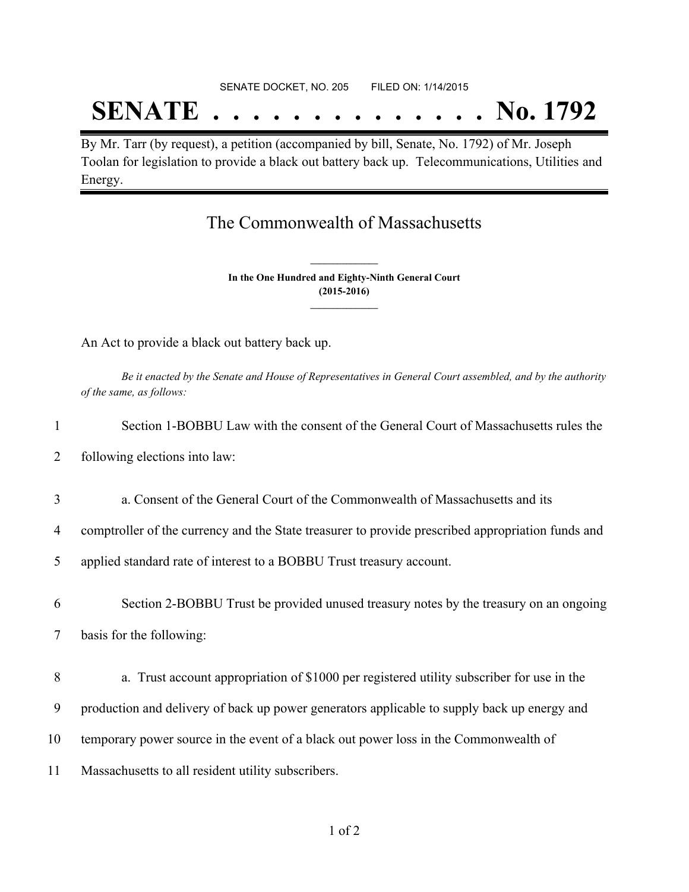SENATE DOCKET, NO. 205 FILED ON: 1/14/2015

# SENATE . . . . . . . . . . . . . . No. 1792

By Mr. Tarr (by request), a petition (accompanied by bill, Senate, No. 1792) of Mr. Joseph Toolan for legislation to provide a black out battery back up. Telecommunications, Utilities and Energy.

## The Commonwealth of Massachusetts

**In the One Hundred and Eighty-Ninth General Court**
**(2015-2016)**

An Act to provide a black out battery back up.

*Be it enacted by the Senate and House of Representatives in General Court assembled, and by the authority of the same, as follows:*

Section 1-BOBBU Law with the consent of the General Court of Massachusetts rules the following elections into law:

a. Consent of the General Court of the Commonwealth of Massachusetts and its comptroller of the currency and the State treasurer to provide prescribed appropriation funds and applied standard rate of interest to a BOBBU Trust treasury account.

Section 2-BOBBU Trust be provided unused treasury notes by the treasury on an ongoing basis for the following:

a. Trust account appropriation of $1000 per registered utility subscriber for use in the production and delivery of back up power generators applicable to supply back up energy and temporary power source in the event of a black out power loss in the Commonwealth of Massachusetts to all resident utility subscribers.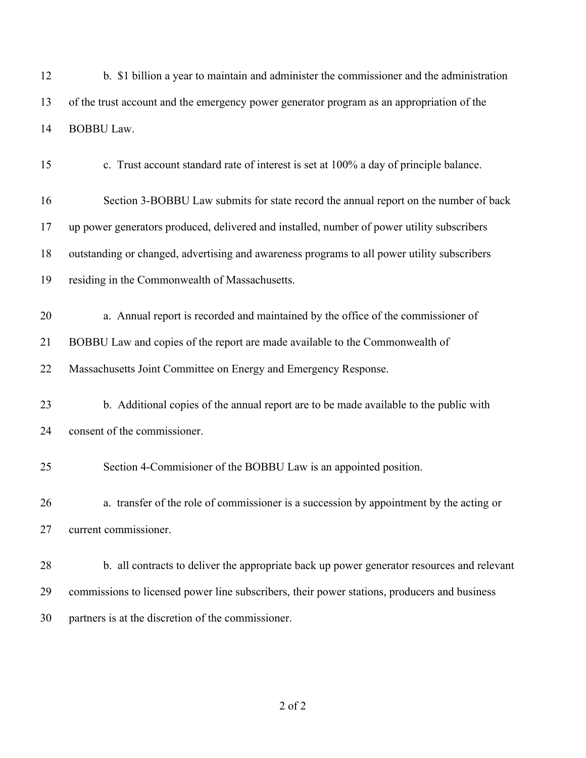b. $1 billion a year to maintain and administer the commissioner and the administration of the trust account and the emergency power generator program as an appropriation of the BOBBU Law.

c. Trust account standard rate of interest is set at 100% a day of principle balance.

Section 3-BOBBU Law submits for state record the annual report on the number of back up power generators produced, delivered and installed, number of power utility subscribers outstanding or changed, advertising and awareness programs to all power utility subscribers residing in the Commonwealth of Massachusetts.

a. Annual report is recorded and maintained by the office of the commissioner of BOBBU Law and copies of the report are made available to the Commonwealth of Massachusetts Joint Committee on Energy and Emergency Response.

b. Additional copies of the annual report are to be made available to the public with consent of the commissioner.

Section 4-Commisioner of the BOBBU Law is an appointed position.

a. transfer of the role of commissioner is a succession by appointment by the acting or current commissioner.

b. all contracts to deliver the appropriate back up power generator resources and relevant commissions to licensed power line subscribers, their power stations, producers and business partners is at the discretion of the commissioner.